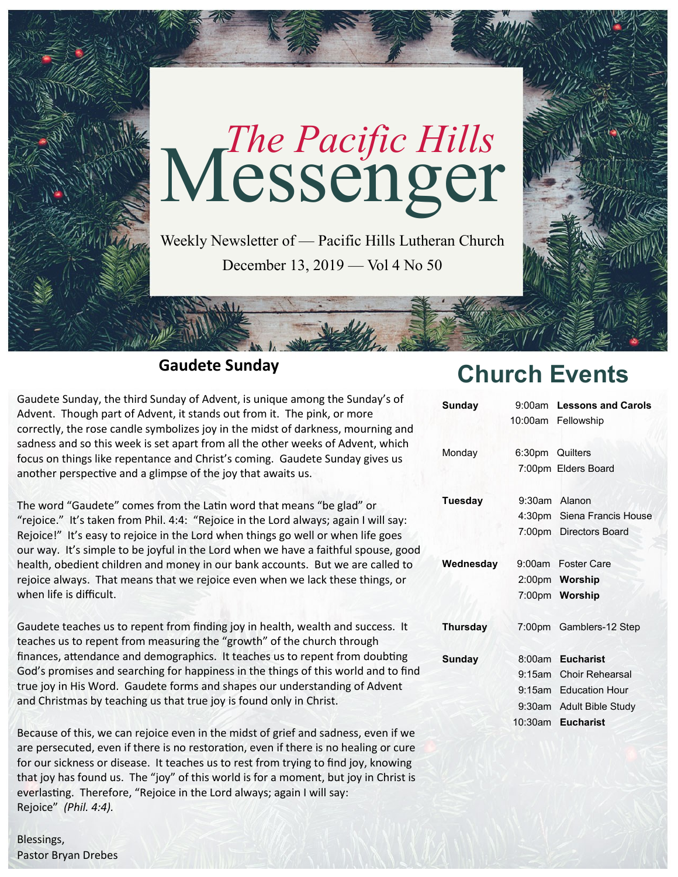# The Pacific Hills Messenger

Weekly Newsletter of — Pacific Hills Lutheran Church

December 13, 2019 — Vol 4 No 50

## Gaudete Sunday

Gaudete Sunday, the third Sunday of Advent, is unique among the Sunday's of Advent. Though part of Advent, it stands out from it. The pink, or more correctly, the rose candle symbolizes joy in the midst of darkness, mourning and sadness and so this week is set apart from all the other weeks of Advent, which focus on things like repentance and Christ's coming. Gaudete Sunday gives us another perspective and a glimpse of the joy that awaits us.

The word "Gaudete" comes from the Latin word that means "be glad" or "rejoice." It's taken from Phil. 4:4: "Rejoice in the Lord always; again I will say: Rejoice!" It's easy to rejoice in the Lord when things go well or when life goes our way. It's simple to be joyful in the Lord when we have a faithful spouse, good health, obedient children and money in our bank accounts. But we are called to rejoice always. That means that we rejoice even when we lack these things, or when life is difficult.

Gaudete teaches us to repent from finding joy in health, wealth and success. It teaches us to repent from measuring the "growth" of the church through finances, attendance and demographics. It teaches us to repent from doubting God's promises and searching for happiness in the things of this world and to find true joy in His Word. Gaudete forms and shapes our understanding of Advent and Christmas by teaching us that true joy is found only in Christ.

Because of this, we can rejoice even in the midst of grief and sadness, even if we are persecuted, even if there is no restoration, even if there is no healing or cure for our sickness or disease. It teaches us to rest from trying to find joy, knowing that joy has found us. The "joy" of this world is for a moment, but joy in Christ is everlasting. Therefore, "Rejoice in the Lord always; again I will say: Rejoice" *(Phil. 4:4).*

Blessings,
Pastor Bryan Drebes

## Church Events

| Day | Time | Event |
|---|---|---|
| **Sunday** | 9:00am | **Lessons and Carols** |
| | 10:00am | Fellowship |
| Monday | 6:30pm | Quilters |
| | 7:00pm | Elders Board |
| **Tuesday** | 9:30am | Alanon |
| | 4:30pm | Siena Francis House |
| | 7:00pm | Directors Board |
| **Wednesday** | 9:00am | Foster Care |
| | 2:00pm | **Worship** |
| | 7:00pm | **Worship** |
| **Thursday** | 7:00pm | Gamblers-12 Step |
| **Sunday** | 8:00am | **Eucharist** |
| | 9:15am | Choir Rehearsal |
| | 9:15am | Education Hour |
| | 9:30am | Adult Bible Study |
| | 10:30am | **Eucharist** |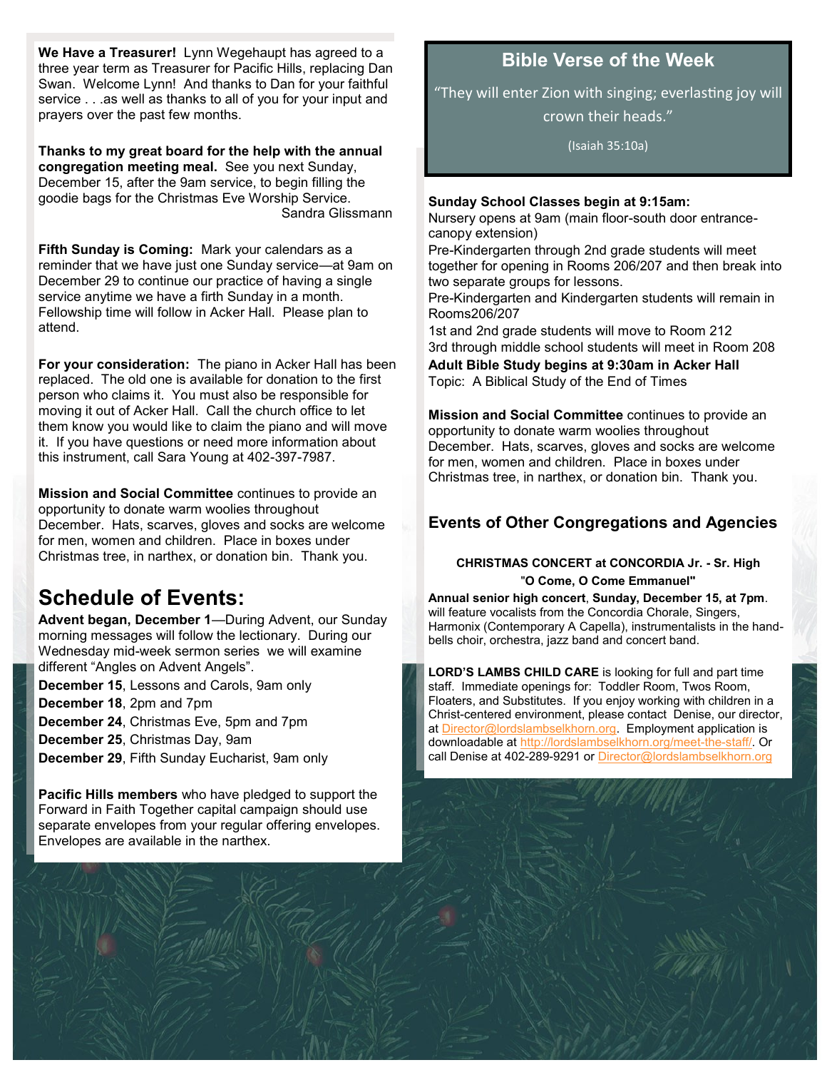**We Have a Treasurer!** Lynn Wegehaupt has agreed to a three year term as Treasurer for Pacific Hills, replacing Dan Swan. Welcome Lynn! And thanks to Dan for your faithful service . . .as well as thanks to all of you for your input and prayers over the past few months.

**Thanks to my great board for the help with the annual congregation meeting meal.** See you next Sunday, December 15, after the 9am service, to begin filling the goodie bags for the Christmas Eve Worship Service.
Sandra Glissmann

**Fifth Sunday is Coming:** Mark your calendars as a reminder that we have just one Sunday service—at 9am on December 29 to continue our practice of having a single service anytime we have a firth Sunday in a month. Fellowship time will follow in Acker Hall. Please plan to attend.

**For your consideration:** The piano in Acker Hall has been replaced. The old one is available for donation to the first person who claims it. You must also be responsible for moving it out of Acker Hall. Call the church office to let them know you would like to claim the piano and will move it. If you have questions or need more information about this instrument, call Sara Young at 402-397-7987.

**Mission and Social Committee** continues to provide an opportunity to donate warm woolies throughout December. Hats, scarves, gloves and socks are welcome for men, women and children. Place in boxes under Christmas tree, in narthex, or donation bin. Thank you.

# Schedule of Events:

**Advent began, December 1**—During Advent, our Sunday morning messages will follow the lectionary. During our Wednesday mid-week sermon series we will examine different "Angles on Advent Angels".

**December 15**, Lessons and Carols, 9am only
**December 18**, 2pm and 7pm
**December 24**, Christmas Eve, 5pm and 7pm
**December 25**, Christmas Day, 9am
**December 29**, Fifth Sunday Eucharist, 9am only

**Pacific Hills members** who have pledged to support the Forward in Faith Together capital campaign should use separate envelopes from your regular offering envelopes. Envelopes are available in the narthex.

## Bible Verse of the Week

"They will enter Zion with singing; everlasting joy will crown their heads."

(Isaiah 35:10a)

**Sunday School Classes begin at 9:15am:**
Nursery opens at 9am (main floor-south door entrance-canopy extension)
Pre-Kindergarten through 2nd grade students will meet together for opening in Rooms 206/207 and then break into two separate groups for lessons.
Pre-Kindergarten and Kindergarten students will remain in Rooms206/207
1st and 2nd grade students will move to Room 212
3rd through middle school students will meet in Room 208
**Adult Bible Study begins at 9:30am in Acker Hall**
Topic: A Biblical Study of the End of Times

**Mission and Social Committee** continues to provide an opportunity to donate warm woolies throughout December. Hats, scarves, gloves and socks are welcome for men, women and children. Place in boxes under Christmas tree, in narthex, or donation bin. Thank you.

## Events of Other Congregations and Agencies

**CHRISTMAS CONCERT at CONCORDIA Jr. - Sr. High**
**"O Come, O Come Emmanuel"**

**Annual senior high concert**, **Sunday, December 15, at 7pm**. will feature vocalists from the Concordia Chorale, Singers, Harmonix (Contemporary A Capella), instrumentalists in the hand-bells choir, orchestra, jazz band and concert band.

**LORD'S LAMBS CHILD CARE** is looking for full and part time staff. Immediate openings for: Toddler Room, Twos Room, Floaters, and Substitutes. If you enjoy working with children in a Christ-centered environment, please contact Denise, our director, at Director@lordslambselkhorn.org. Employment application is downloadable at http://lordslambselkhorn.org/meet-the-staff/. Or call Denise at 402-289-9291 or Director@lordslambselkhorn.org